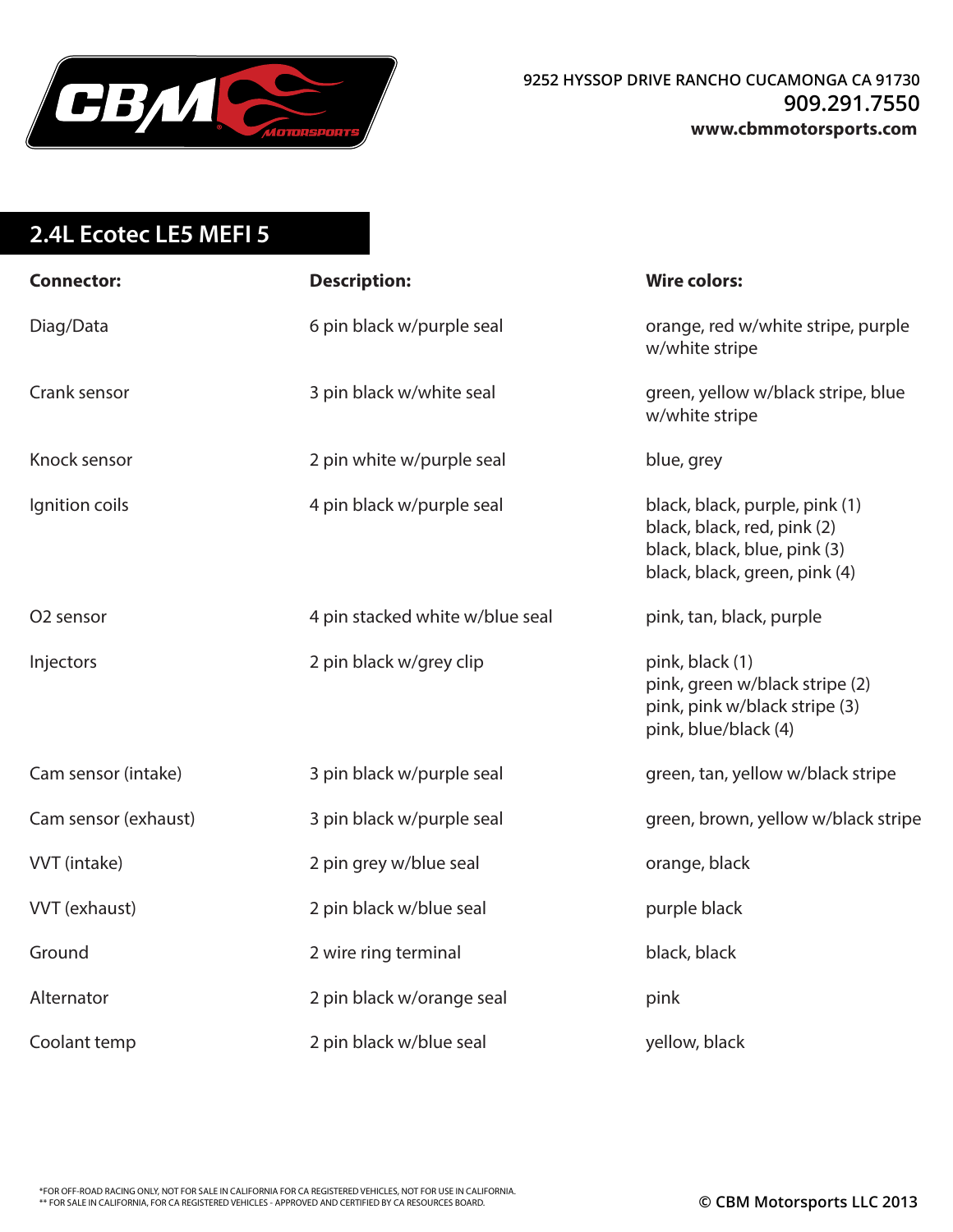9252 HYSSOP DRIVE RANCHO CUCAMONGA CA 91730
909.291.7550
www.cbmmotorsports.com

## 2.4L Ecotec LE5 MEFI 5

| Connector: | Description: | Wire colors: |
|---|---|---|
| Diag/Data | 6 pin black w/purple seal | orange, red w/white stripe, purple w/white stripe |
| Crank sensor | 3 pin black w/white seal | green, yellow w/black stripe, blue w/white stripe |
| Knock sensor | 2 pin white w/purple seal | blue, grey |
| Ignition coils | 4 pin black w/purple seal | black, black, purple, pink (1)<br>black, black, red, pink (2)<br>black, black, blue, pink (3)<br>black, black, green, pink (4) |
| O2 sensor | 4 pin stacked white w/blue seal | pink, tan, black, purple |
| Injectors | 2 pin black w/grey clip | pink, black (1)<br>pink, green w/black stripe (2)<br>pink, pink w/black stripe (3)<br>pink, blue/black (4) |
| Cam sensor (intake) | 3 pin black w/purple seal | green, tan, yellow w/black stripe |
| Cam sensor (exhaust) | 3 pin black w/purple seal | green, brown, yellow w/black stripe |
| VVT (intake) | 2 pin grey w/blue seal | orange, black |
| VVT (exhaust) | 2 pin black w/blue seal | purple black |
| Ground | 2 wire ring terminal | black, black |
| Alternator | 2 pin black w/orange seal | pink |
| Coolant temp | 2 pin black w/blue seal | yellow, black |

*FOR OFF-ROAD RACING ONLY, NOT FOR SALE IN CALIFORNIA FOR CA REGISTERED VEHICLES, NOT FOR USE IN CALIFORNIA.
** FOR SALE IN CALIFORNIA, FOR CA REGISTERED VEHICLES - APPROVED AND CERTIFIED BY CA RESOURCES BOARD.

© CBM Motorsports LLC 2013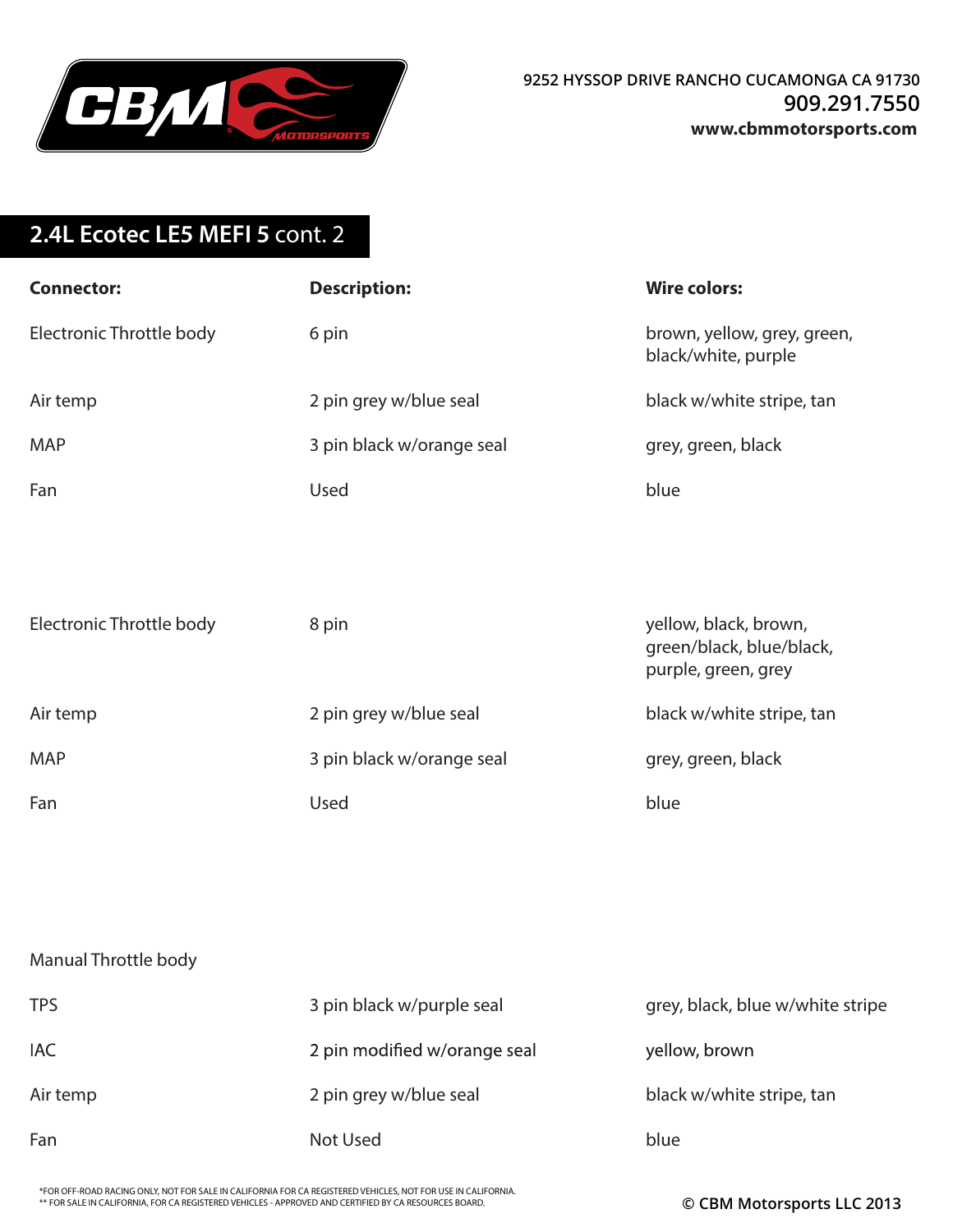9252 HYSSOP DRIVE RANCHO CUCAMONGA CA 91730
909.291.7550
www.cbmmotorsports.com

## 2.4L Ecotec LE5 MEFI 5 cont. 2

| Connector: | Description: | Wire colors: |
|---|---|---|
| Electronic Throttle body | 6 pin | brown, yellow, grey, green, black/white, purple |
| Air temp | 2 pin grey w/blue seal | black w/white stripe, tan |
| MAP | 3 pin black w/orange seal | grey, green, black |
| Fan | Used | blue |
| | | |
| Electronic Throttle body | 8 pin | yellow, black, brown, green/black, blue/black, purple, green, grey |
| Air temp | 2 pin grey w/blue seal | black w/white stripe, tan |
| MAP | 3 pin black w/orange seal | grey, green, black |
| Fan | Used | blue |
| | | |
| Manual Throttle body | | |
| TPS | 3 pin black w/purple seal | grey, black, blue w/white stripe |
| IAC | 2 pin modified w/orange seal | yellow, brown |
| Air temp | 2 pin grey w/blue seal | black w/white stripe, tan |
| Fan | Not Used | blue |

*FOR OFF-ROAD RACING ONLY, NOT FOR SALE IN CALIFORNIA FOR CA REGISTERED VEHICLES, NOT FOR USE IN CALIFORNIA.
** FOR SALE IN CALIFORNIA, FOR CA REGISTERED VEHICLES - APPROVED AND CERTIFIED BY CA RESOURCES BOARD.

© CBM Motorsports LLC 2013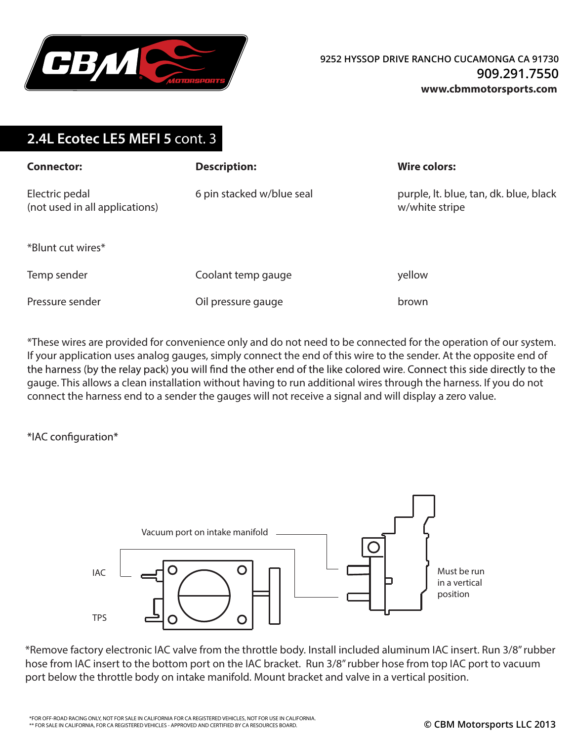9252 HYSSOP DRIVE RANCHO CUCAMONGA CA 91730
909.291.7550
www.cbmmotorsports.com

## 2.4L Ecotec LE5 MEFI 5 cont. 3

| Connector: | Description: | Wire colors: |
|---|---|---|
| Electric pedal (not used in all applications) | 6 pin stacked w/blue seal | purple, lt. blue, tan, dk. blue, black w/white stripe |
| *Blunt cut wires* | | |
| Temp sender | Coolant temp gauge | yellow |
| Pressure sender | Oil pressure gauge | brown |

*These wires are provided for convenience only and do not need to be connected for the operation of our system. If your application uses analog gauges, simply connect the end of this wire to the sender. At the opposite end of the harness (by the relay pack) you will find the other end of the like colored wire. Connect this side directly to the gauge. This allows a clean installation without having to run additional wires through the harness. If you do not connect the harness end to a sender the gauges will not receive a signal and will display a zero value.

*IAC configuration*

Vacuum port on intake manifold

IAC

TPS

Must be run in a vertical position

*Remove factory electronic IAC valve from the throttle body. Install included aluminum IAC insert. Run 3/8" rubber hose from IAC insert to the bottom port on the IAC bracket. Run 3/8" rubber hose from top IAC port to vacuum port below the throttle body on intake manifold. Mount bracket and valve in a vertical position.

*FOR OFF-ROAD RACING ONLY, NOT FOR SALE IN CALIFORNIA FOR CA REGISTERED VEHICLES, NOT FOR USE IN CALIFORNIA.
** FOR SALE IN CALIFORNIA, FOR CA REGISTERED VEHICLES - APPROVED AND CERTIFIED BY CA RESOURCES BOARD.

© CBM Motorsports LLC 2013